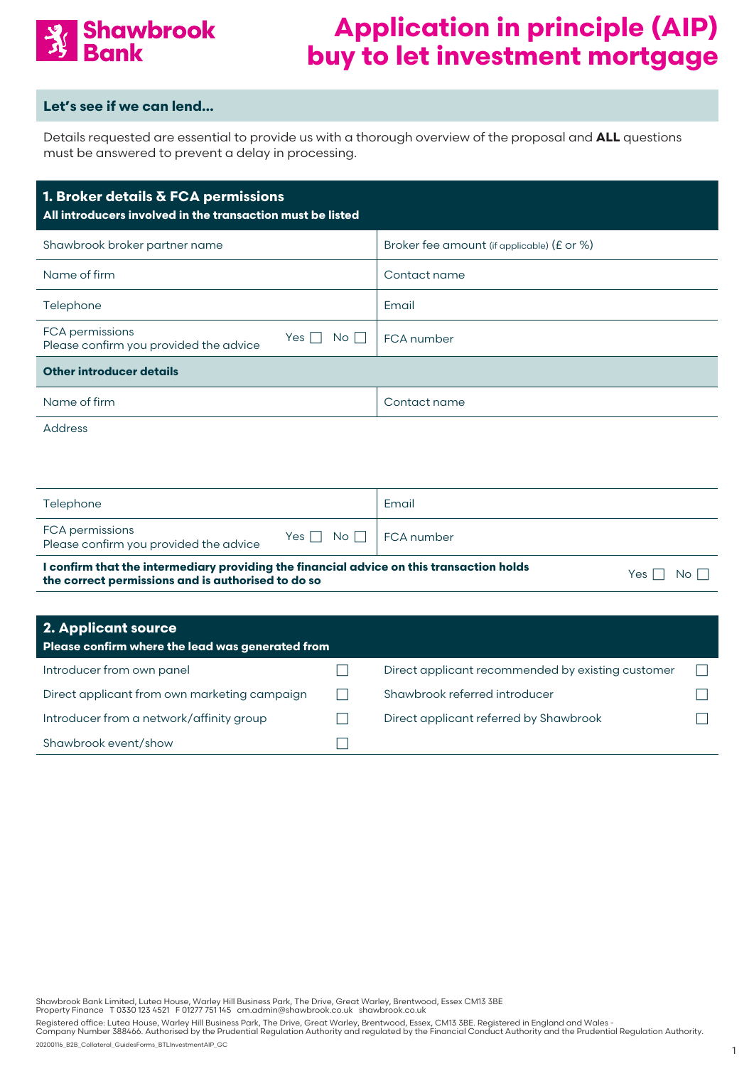# Shawbrook Bank

# Application in principle (AIP) buy to let investment mortgage

**Let's see if we can lend...**

Details requested are essential to provide us with a thorough overview of the proposal and **ALL** questions must be answered to prevent a delay in processing.

## 1. Broker details & FCA permissions

**All introducers involved in the transaction must be listed**

| | |
|---|---|
| Shawbrook broker partner name | Broker fee amount (if applicable) (£ or %) |
| Name of firm | Contact name |
| Telephone | Email |
| FCA permissions<br>Please confirm you provided the advice Yes ☐ No ☐ | FCA number |

**Other introducer details**

| | |
|---|---|
| Name of firm | Contact name |
| Address | |
| Telephone | Email |
| FCA permissions<br>Please confirm you provided the advice Yes ☐ No ☐ | FCA number |

**I confirm that the intermediary providing the financial advice on this transaction holds the correct permissions and is authorised to do so** Yes ☐ No ☐

## 2. Applicant source

**Please confirm where the lead was generated from**

| | | | |
|---|---|---|---|
| Introducer from own panel | ☐ | Direct applicant recommended by existing customer | ☐ |
| Direct applicant from own marketing campaign | ☐ | Shawbrook referred introducer | ☐ |
| Introducer from a network/affinity group | ☐ | Direct applicant referred by Shawbrook | ☐ |
| Shawbrook event/show | ☐ | | |

Shawbrook Bank Limited, Lutea House, Warley Hill Business Park, The Drive, Great Warley, Brentwood, Essex CM13 3BE
Property Finance T 0330 123 4521 F 01277 751 145 cm.admin@shawbrook.co.uk shawbrook.co.uk

Registered office: Lutea House, Warley Hill Business Park, The Drive, Great Warley, Brentwood, Essex, CM13 3BE. Registered in England and Wales - Company Number 388466. Authorised by the Prudential Regulation Authority and regulated by the Financial Conduct Authority and the Prudential Regulation Authority.

20200116_B2B_Collateral_GuidesForms_BTLInvestmentAIP_GC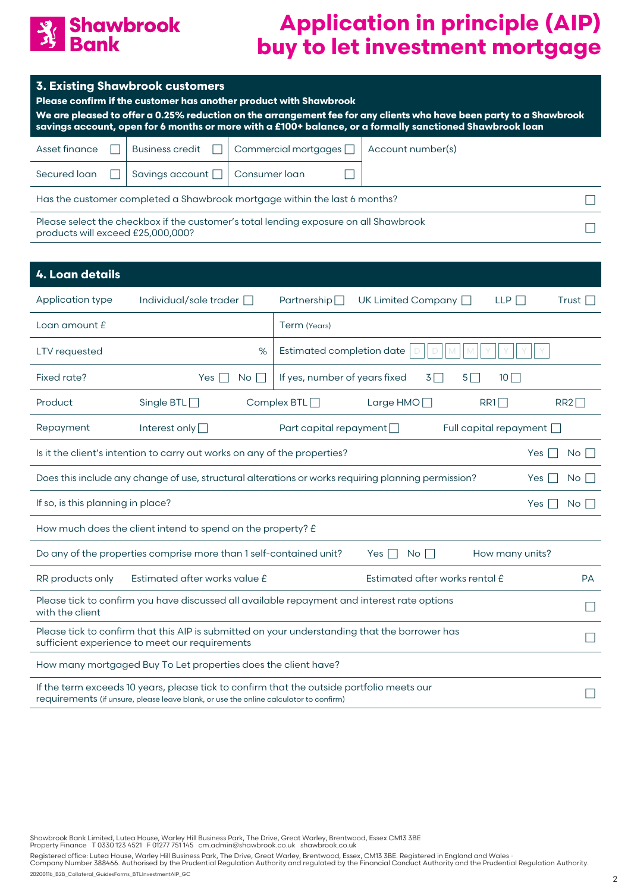# Shawbrook Bank

# Application in principle (AIP) buy to let investment mortgage

## 3. Existing Shawbrook customers

**Please confirm if the customer has another product with Shawbrook**

**We are pleased to offer a 0.25% reduction on the arrangement fee for any clients who have been party to a Shawbrook savings account, open for 6 months or more with a £100+ balance, or a formally sanctioned Shawbrook loan**

| | | | |
|---|---|---|---|
| Asset finance ☐ | Business credit ☐ | Commercial mortgages ☐ | Account number(s) |
| Secured loan ☐ | Savings account ☐ | Consumer loan ☐ | |

| | |
|---|---|
| Has the customer completed a Shawbrook mortgage within the last 6 months? | ☐ |
| Please select the checkbox if the customer's total lending exposure on all Shawbrook products will exceed £25,000,000? | ☐ |

## 4. Loan details

| | | | | | |
|---|---|---|---|---|---|
| Application type | Individual/sole trader ☐ | Partnership ☐ | UK Limited Company ☐ | LLP ☐ | Trust ☐ |
| Loan amount £ | | Term (Years) | | | |
| LTV requested | % | Estimated completion date | D D M M Y Y Y Y | | |
| Fixed rate? | Yes ☐ No ☐ | If yes, number of years fixed | 3 ☐ | 5 ☐ | 10 ☐ |
| Product | Single BTL ☐ | Complex BTL ☐ | Large HMO ☐ | RR1 ☐ | RR2 ☐ |
| Repayment | Interest only ☐ | Part capital repayment ☐ | Full capital repayment ☐ | | |

| | |
|---|---|
| Is it the client's intention to carry out works on any of the properties? | Yes ☐ No ☐ |
| Does this include any change of use, structural alterations or works requiring planning permission? | Yes ☐ No ☐ |
| If so, is this planning in place? | Yes ☐ No ☐ |
| How much does the client intend to spend on the property? £ | |
| Do any of the properties comprise more than 1 self-contained unit? Yes ☐ No ☐ | How many units? |
| RR products only — Estimated after works value £ | Estimated after works rental £ PA |
| Please tick to confirm you have discussed all available repayment and interest rate options with the client | ☐ |
| Please tick to confirm that this AIP is submitted on your understanding that the borrower has sufficient experience to meet our requirements | ☐ |
| How many mortgaged Buy To Let properties does the client have? | |
| If the term exceeds 10 years, please tick to confirm that the outside portfolio meets our requirements (if unsure, please leave blank, or use the online calculator to confirm) | ☐ |

Shawbrook Bank Limited, Lutea House, Warley Hill Business Park, The Drive, Great Warley, Brentwood, Essex CM13 3BE
Property Finance T 0330 123 4521 F 01277 751 145 cm.admin@shawbrook.co.uk shawbrook.co.uk

Registered office: Lutea House, Warley Hill Business Park, The Drive, Great Warley, Brentwood, Essex, CM13 3BE. Registered in England and Wales - Company Number 388466. Authorised by the Prudential Regulation Authority and regulated by the Financial Conduct Authority and the Prudential Regulation Authority.

20200116_B2B_Collateral_GuidesForms_BTLInvestmentAIP_GC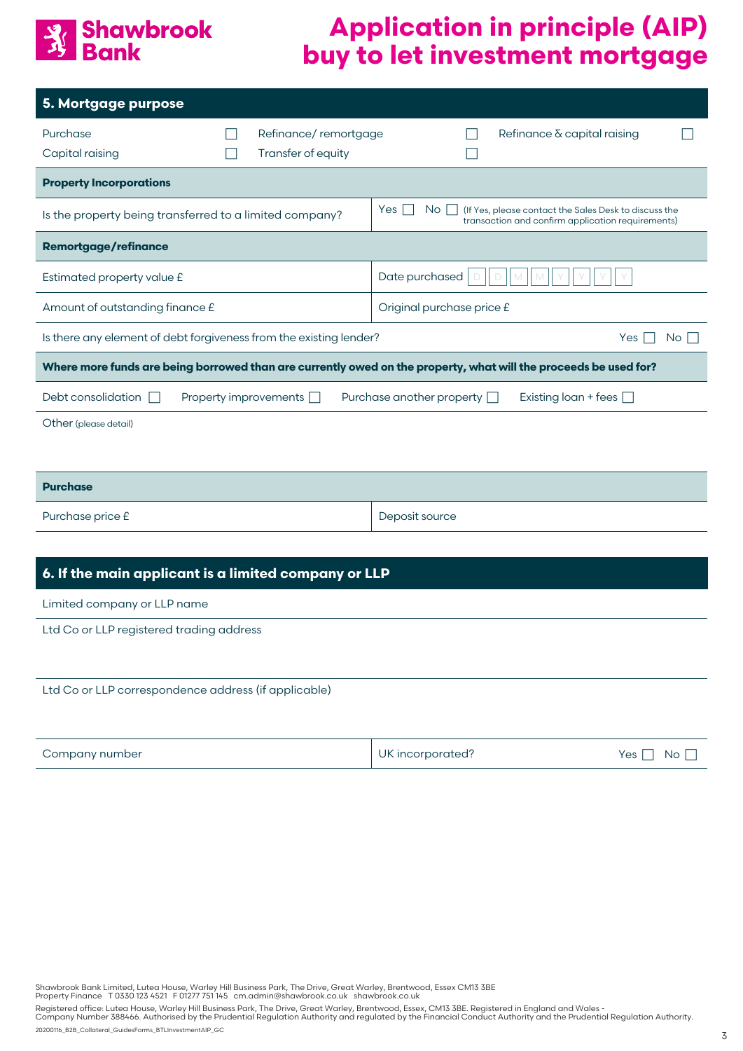# Application in principle (AIP) buy to let investment mortgage

## 5. Mortgage purpose

| | | | | | |
|---|---|---|---|---|---|
| Purchase | ☐ | Refinance/ remortgage | ☐ | Refinance & capital raising | ☐ |
| Capital raising | ☐ | Transfer of equity | ☐ | | |

### Property Incorporations

| | |
|---|---|
| Is the property being transferred to a limited company? | Yes ☐ No ☐ (If Yes, please contact the Sales Desk to discuss the transaction and confirm application requirements) |

### Remortgage/refinance

| | |
|---|---|
| Estimated property value £ | Date purchased D D M M Y Y Y Y |
| Amount of outstanding finance £ | Original purchase price £ |

Is there any element of debt forgiveness from the existing lender? Yes ☐ No ☐

**Where more funds are being borrowed than are currently owed on the property, what will the proceeds be used for?**

Debt consolidation ☐ Property improvements ☐ Purchase another property ☐ Existing loan + fees ☐

Other (please detail)

### Purchase

| | |
|---|---|
| Purchase price £ | Deposit source |

## 6. If the main applicant is a limited company or LLP

Limited company or LLP name

Ltd Co or LLP registered trading address

Ltd Co or LLP correspondence address (if applicable)

| | |
|---|---|
| Company number | UK incorporated? Yes ☐ No ☐ |

Shawbrook Bank Limited, Lutea House, Warley Hill Business Park, The Drive, Great Warley, Brentwood, Essex CM13 3BE
Property Finance T 0330 123 4521 F 01277 751 145 cm.admin@shawbrook.co.uk shawbrook.co.uk

Registered office: Lutea House, Warley Hill Business Park, The Drive, Great Warley, Brentwood, Essex, CM13 3BE. Registered in England and Wales - Company Number 388466. Authorised by the Prudential Regulation Authority and regulated by the Financial Conduct Authority and the Prudential Regulation Authority.

20200116_B2B_Collateral_GuidesForms_BTLInvestmentAIP_GC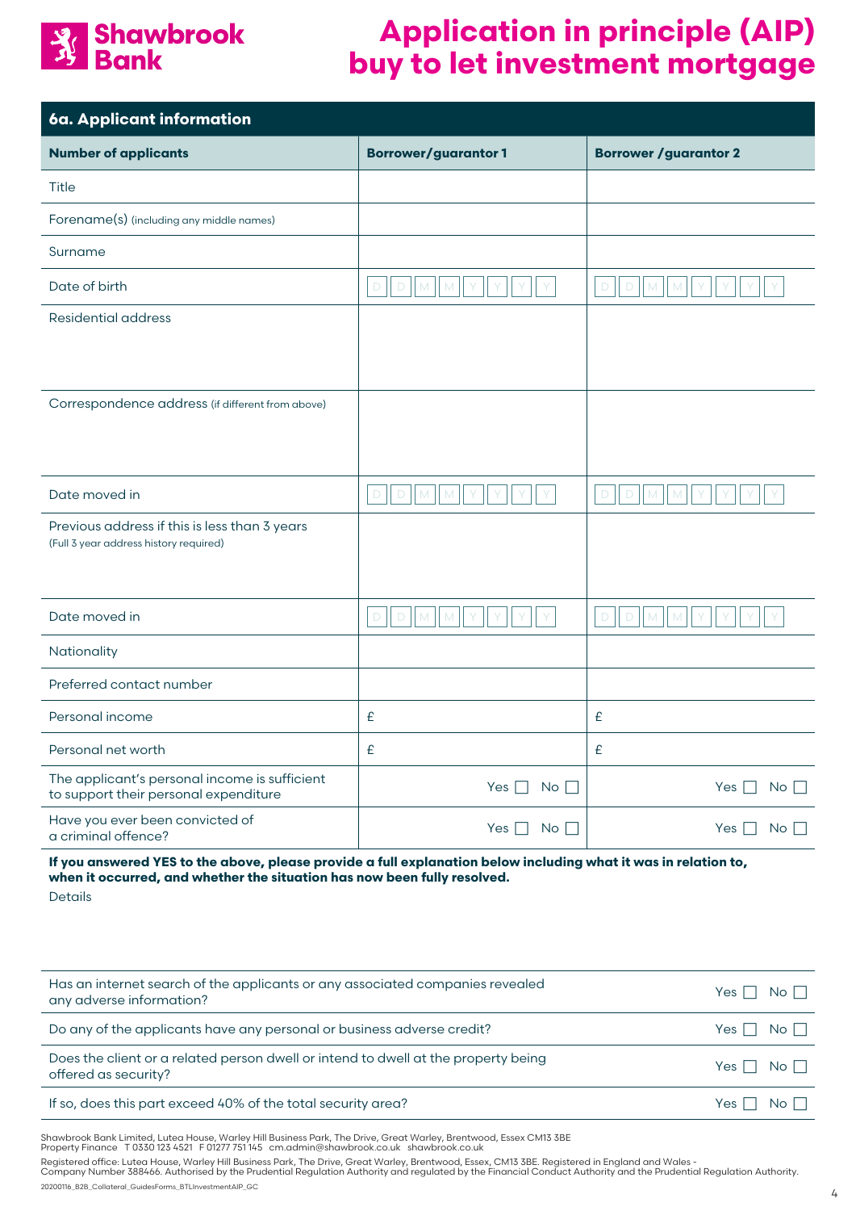# Application in principle (AIP) buy to let investment mortgage

## 6a. Applicant information

| Number of applicants | Borrower/guarantor 1 | Borrower /guarantor 2 |
|---|---|---|
| Title | | |
| Forename(s) (including any middle names) | | |
| Surname | | |
| Date of birth | D D M M Y Y Y Y | D D M M Y Y Y Y |
| Residential address | | |
| Correspondence address (if different from above) | | |
| Date moved in | D D M M Y Y Y Y | D D M M Y Y Y Y |
| Previous address if this is less than 3 years (Full 3 year address history required) | | |
| Date moved in | D D M M Y Y Y Y | D D M M Y Y Y Y |
| Nationality | | |
| Preferred contact number | | |
| Personal income | £ | £ |
| Personal net worth | £ | £ |
| The applicant's personal income is sufficient to support their personal expenditure | Yes ☐ No ☐ | Yes ☐ No ☐ |
| Have you ever been convicted of a criminal offence? | Yes ☐ No ☐ | Yes ☐ No ☐ |

**If you answered YES to the above, please provide a full explanation below including what it was in relation to, when it occurred, and whether the situation has now been fully resolved.**

Details

| | |
|---|---|
| Has an internet search of the applicants or any associated companies revealed any adverse information? | Yes ☐ No ☐ |
| Do any of the applicants have any personal or business adverse credit? | Yes ☐ No ☐ |
| Does the client or a related person dwell or intend to dwell at the property being offered as security? | Yes ☐ No ☐ |
| If so, does this part exceed 40% of the total security area? | Yes ☐ No ☐ |

Shawbrook Bank Limited, Lutea House, Warley Hill Business Park, The Drive, Great Warley, Brentwood, Essex CM13 3BE
Property Finance T 0330 123 4521 F 01277 751 145 cm.admin@shawbrook.co.uk shawbrook.co.uk

Registered office: Lutea House, Warley Hill Business Park, The Drive, Great Warley, Brentwood, Essex, CM13 3BE. Registered in England and Wales - Company Number 388466. Authorised by the Prudential Regulation Authority and regulated by the Financial Conduct Authority and the Prudential Regulation Authority.

20200116_B2B_Collateral_GuidesForms_BTLInvestmentAIP_GC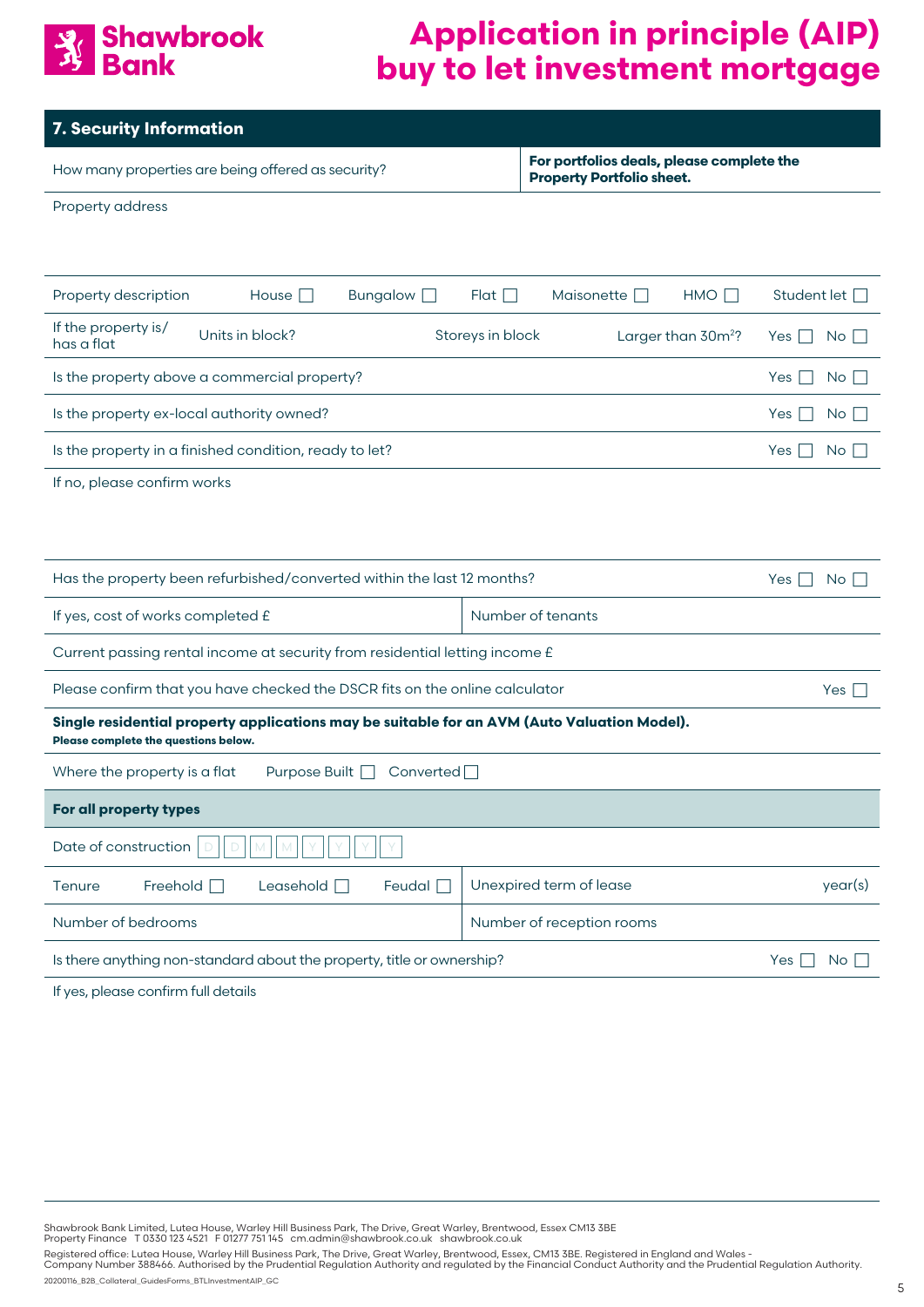# Application in principle (AIP) buy to let investment mortgage

## 7. Security Information

| How many properties are being offered as security? | **For portfolios deals, please complete the Property Portfolio sheet.** |
|---|---|

Property address

| Property description | House ☐ | Bungalow ☐ | Flat ☐ | Maisonette ☐ | HMO ☐ | Student let ☐ |
|---|---|---|---|---|---|---|

| If the property is/ has a flat | Units in block? | Storeys in block | Larger than 30m$^2$? | Yes ☐ No ☐ |
|---|---|---|---|---|

| | |
|---|---|
| Is the property above a commercial property? | Yes ☐ No ☐ |
| Is the property ex-local authority owned? | Yes ☐ No ☐ |
| Is the property in a finished condition, ready to let? | Yes ☐ No ☐ |

If no, please confirm works

| | |
|---|---|
| Has the property been refurbished/converted within the last 12 months? | Yes ☐ No ☐ |
| If yes, cost of works completed £ | Number of tenants |
| Current passing rental income at security from residential letting income £ | |
| Please confirm that you have checked the DSCR fits on the online calculator | Yes ☐ |

**Single residential property applications may be suitable for an AVM (Auto Valuation Model).**
**Please complete the questions below.**

Where the property is a flat Purpose Built ☐ Converted ☐

**For all property types**

Date of construction D D M M Y Y Y Y

| Tenure Freehold ☐ Leasehold ☐ Feudal ☐ | Unexpired term of lease year(s) |
|---|---|
| Number of bedrooms | Number of reception rooms |

| | |
|---|---|
| Is there anything non-standard about the property, title or ownership? | Yes ☐ No ☐ |

If yes, please confirm full details

Shawbrook Bank Limited, Lutea House, Warley Hill Business Park, The Drive, Great Warley, Brentwood, Essex CM13 3BE
Property Finance T 0330 123 4521 F 01277 751 145 cm.admin@shawbrook.co.uk shawbrook.co.uk

Registered office: Lutea House, Warley Hill Business Park, The Drive, Great Warley, Brentwood, Essex, CM13 3BE. Registered in England and Wales - Company Number 388466. Authorised by the Prudential Regulation Authority and regulated by the Financial Conduct Authority and the Prudential Regulation Authority.

20200116_B2B_Collateral_GuidesForms_BTLInvestmentAIP_GC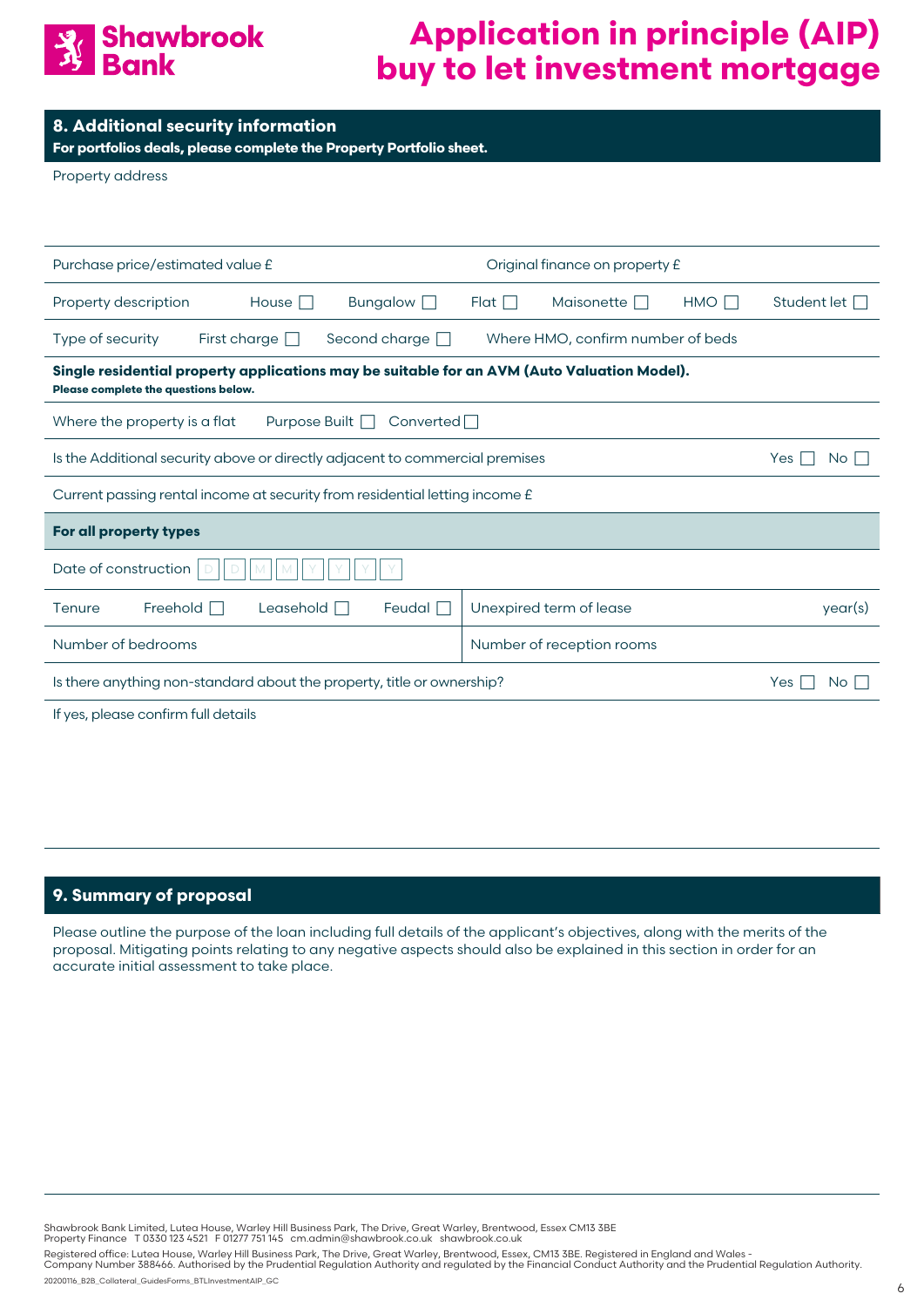# Application in principle (AIP) buy to let investment mortgage

## 8. Additional security information

**For portfolios deals, please complete the Property Portfolio sheet.**

Property address

Purchase price/estimated value £ | Original finance on property £

Property description: House ☐ Bungalow ☐ Flat ☐ Maisonette ☐ HMO ☐ Student let ☐

Type of security: First charge ☐ Second charge ☐ | Where HMO, confirm number of beds

**Single residential property applications may be suitable for an AVM (Auto Valuation Model).**
**Please complete the questions below.**

Where the property is a flat: Purpose Built ☐ Converted ☐

Is the Additional security above or directly adjacent to commercial premises: Yes ☐ No ☐

Current passing rental income at security from residential letting income £

**For all property types**

Date of construction: D D M M Y Y Y Y

Tenure: Freehold ☐ Leasehold ☐ Feudal ☐ | Unexpired term of lease year(s)

Number of bedrooms | Number of reception rooms

Is there anything non-standard about the property, title or ownership? Yes ☐ No ☐

If yes, please confirm full details

## 9. Summary of proposal

Please outline the purpose of the loan including full details of the applicant's objectives, along with the merits of the proposal. Mitigating points relating to any negative aspects should also be explained in this section in order for an accurate initial assessment to take place.

Shawbrook Bank Limited, Lutea House, Warley Hill Business Park, The Drive, Great Warley, Brentwood, Essex CM13 3BE
Property Finance T 0330 123 4521 F 01277 751 145 cm.admin@shawbrook.co.uk shawbrook.co.uk

Registered office: Lutea House, Warley Hill Business Park, The Drive, Great Warley, Brentwood, Essex, CM13 3BE. Registered in England and Wales - Company Number 388466. Authorised by the Prudential Regulation Authority and regulated by the Financial Conduct Authority and the Prudential Regulation Authority.

20200116_B2B_Collateral_GuidesForms_BTLInvestmentAIP_GC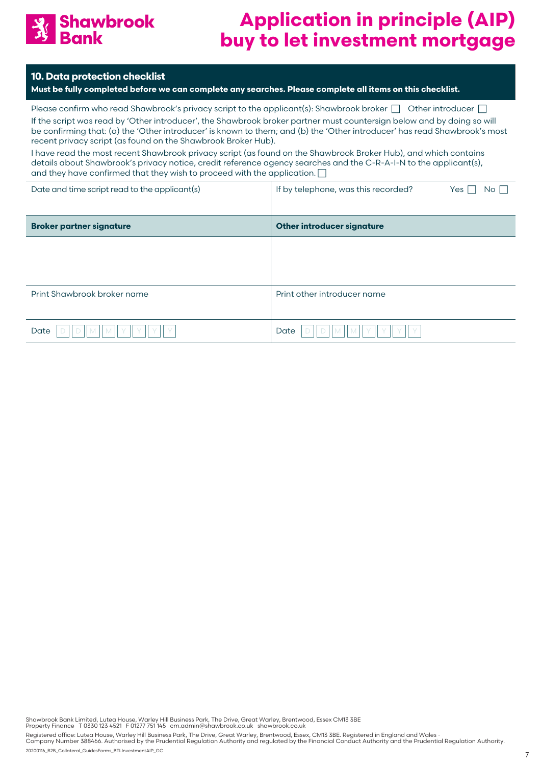# Application in principle (AIP) buy to let investment mortgage

## 10. Data protection checklist

**Must be fully completed before we can complete any searches. Please complete all items on this checklist.**

Please confirm who read Shawbrook's privacy script to the applicant(s): Shawbrook broker ☐ Other introducer ☐

If the script was read by 'Other introducer', the Shawbrook broker partner must countersign below and by doing so will be confirming that: (a) the 'Other introducer' is known to them; and (b) the 'Other introducer' has read Shawbrook's most recent privacy script (as found on the Shawbrook Broker Hub).

I have read the most recent Shawbrook privacy script (as found on the Shawbrook Broker Hub), and which contains details about Shawbrook's privacy notice, credit reference agency searches and the C-R-A-I-N to the applicant(s), and they have confirmed that they wish to proceed with the application. ☐

| | |
|---|---|
| Date and time script read to the applicant(s) | If by telephone, was this recorded? Yes ☐ No ☐ |
| **Broker partner signature** | **Other introducer signature** |
| | |
| Print Shawbrook broker name | Print other introducer name |
| Date D D M M Y Y Y Y | Date D D M M Y Y Y Y |

Shawbrook Bank Limited, Lutea House, Warley Hill Business Park, The Drive, Great Warley, Brentwood, Essex CM13 3BE
Property Finance T 0330 123 4521 F 01277 751 145 cm.admin@shawbrook.co.uk shawbrook.co.uk

Registered office: Lutea House, Warley Hill Business Park, The Drive, Great Warley, Brentwood, Essex, CM13 3BE. Registered in England and Wales - Company Number 388466. Authorised by the Prudential Regulation Authority and regulated by the Financial Conduct Authority and the Prudential Regulation Authority.

20200116_B2B_Collateral_GuidesForms_BTLInvestmentAIP_GC